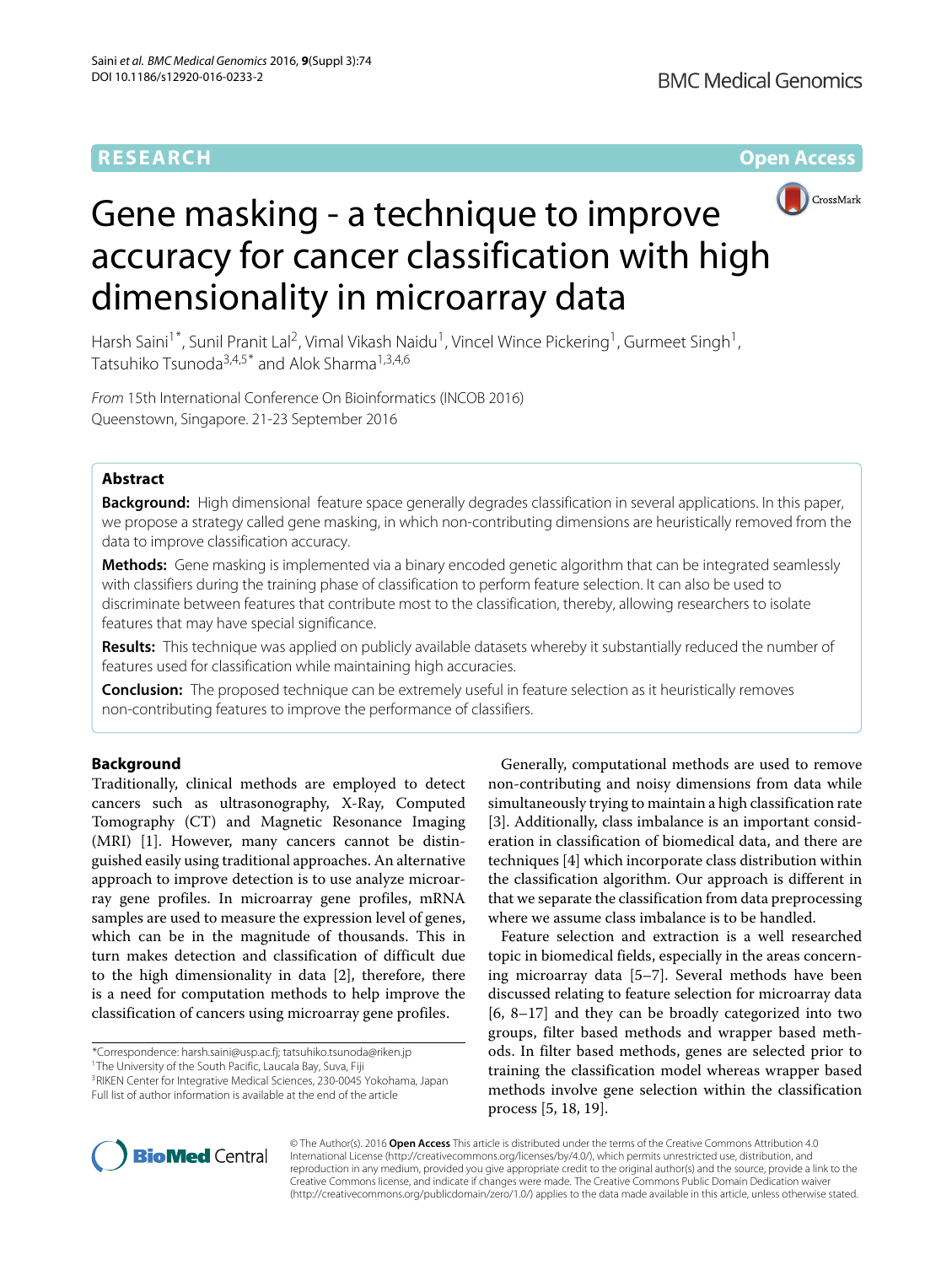**RESEARCH** **Open Access**

# Gene masking - a technique to improve accuracy for cancer classification with high dimensionality in microarray data

Harsh Saini[1*], Sunil Pranit Lal[2], Vimal Vikash Naidu[1], Vincel Wince Pickering[1], Gurmeet Singh[1], Tatsuhiko Tsunoda[3,4,5*] and Alok Sharma[1,3,4,6]

*From* 15th International Conference On Bioinformatics (INCOB 2016)
Queenstown, Singapore. 21-23 September 2016

## Abstract

**Background:** High dimensional feature space generally degrades classification in several applications. In this paper, we propose a strategy called gene masking, in which non-contributing dimensions are heuristically removed from the data to improve classification accuracy.

**Methods:** Gene masking is implemented via a binary encoded genetic algorithm that can be integrated seamlessly with classifiers during the training phase of classification to perform feature selection. It can also be used to discriminate between features that contribute most to the classification, thereby, allowing researchers to isolate features that may have special significance.

**Results:** This technique was applied on publicly available datasets whereby it substantially reduced the number of features used for classification while maintaining high accuracies.

**Conclusion:** The proposed technique can be extremely useful in feature selection as it heuristically removes non-contributing features to improve the performance of classifiers.

## Background

Traditionally, clinical methods are employed to detect cancers such as ultrasonography, X-Ray, Computed Tomography (CT) and Magnetic Resonance Imaging (MRI) [1]. However, many cancers cannot be distinguished easily using traditional approaches. An alternative approach to improve detection is to use analyze microarray gene profiles. In microarray gene profiles, mRNA samples are used to measure the expression level of genes, which can be in the magnitude of thousands. This in turn makes detection and classification of difficult due to the high dimensionality in data [2], therefore, there is a need for computation methods to help improve the classification of cancers using microarray gene profiles.

Generally, computational methods are used to remove non-contributing and noisy dimensions from data while simultaneously trying to maintain a high classification rate [3]. Additionally, class imbalance is an important consideration in classification of biomedical data, and there are techniques [4] which incorporate class distribution within the classification algorithm. Our approach is different in that we separate the classification from data preprocessing where we assume class imbalance is to be handled.

Feature selection and extraction is a well researched topic in biomedical fields, especially in the areas concerning microarray data [5–7]. Several methods have been discussed relating to feature selection for microarray data [6, 8–17] and they can be broadly categorized into two groups, filter based methods and wrapper based methods. In filter based methods, genes are selected prior to training the classification model whereas wrapper based methods involve gene selection within the classification process [5, 18, 19].

*Correspondence: harsh.saini@usp.ac.fj; tatsuhiko.tsunoda@riken.jp
[1]The University of the South Pacific, Laucala Bay, Suva, Fiji
[3]RIKEN Center for Integrative Medical Sciences, 230-0045 Yokohama, Japan
Full list of author information is available at the end of the article

© The Author(s). 2016 **Open Access** This article is distributed under the terms of the Creative Commons Attribution 4.0 International License (http://creativecommons.org/licenses/by/4.0/), which permits unrestricted use, distribution, and reproduction in any medium, provided you give appropriate credit to the original author(s) and the source, provide a link to the Creative Commons license, and indicate if changes were made. The Creative Commons Public Domain Dedication waiver (http://creativecommons.org/publicdomain/zero/1.0/) applies to the data made available in this article, unless otherwise stated.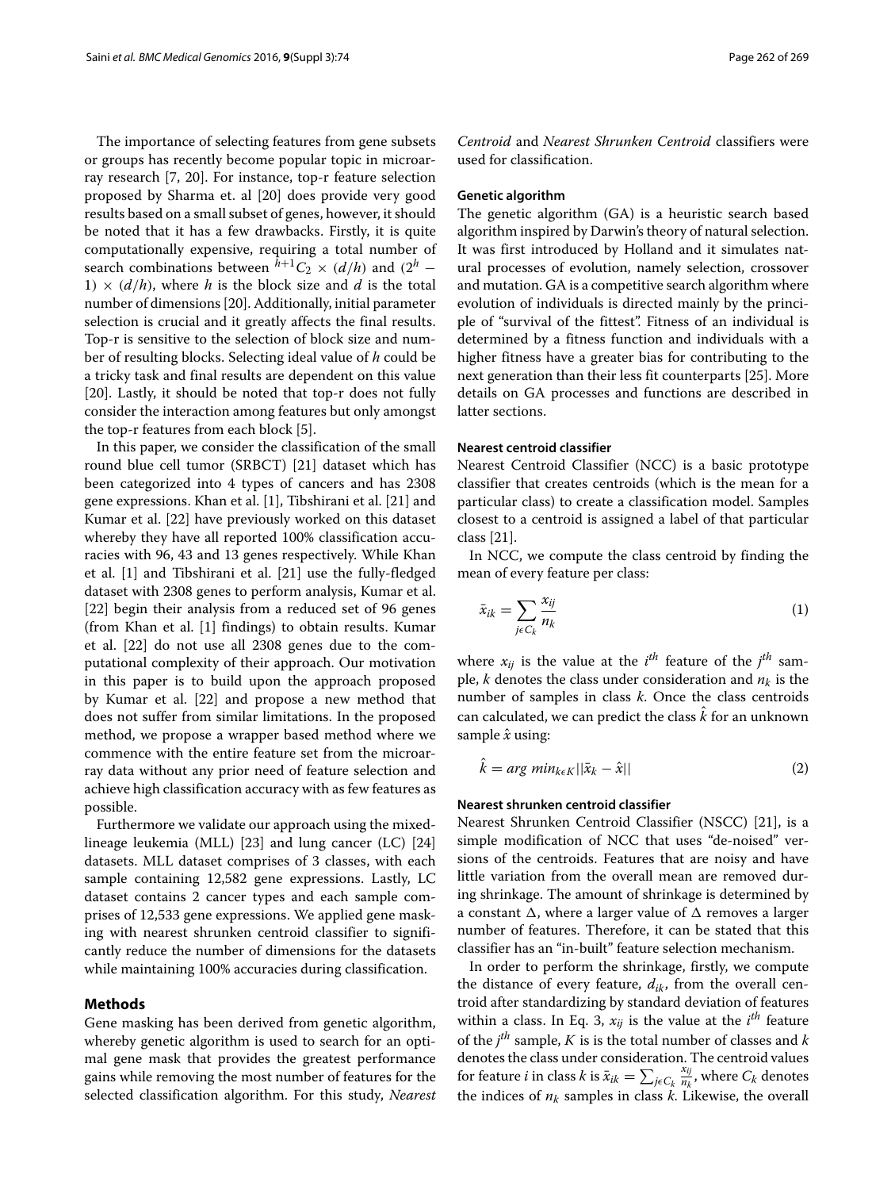The importance of selecting features from gene subsets or groups has recently become popular topic in microarray research [7, 20]. For instance, top-r feature selection proposed by Sharma et. al [20] does provide very good results based on a small subset of genes, however, it should be noted that it has a few drawbacks. Firstly, it is quite computationally expensive, requiring a total number of search combinations between ${}^{h+1}C_2 \times (d/h)$ and $(2^h - 1) \times (d/h)$, where $h$ is the block size and $d$ is the total number of dimensions [20]. Additionally, initial parameter selection is crucial and it greatly affects the final results. Top-r is sensitive to the selection of block size and number of resulting blocks. Selecting ideal value of $h$ could be a tricky task and final results are dependent on this value [20]. Lastly, it should be noted that top-r does not fully consider the interaction among features but only amongst the top-r features from each block [5].

In this paper, we consider the classification of the small round blue cell tumor (SRBCT) [21] dataset which has been categorized into 4 types of cancers and has 2308 gene expressions. Khan et al. [1], Tibshirani et al. [21] and Kumar et al. [22] have previously worked on this dataset whereby they have all reported 100% classification accuracies with 96, 43 and 13 genes respectively. While Khan et al. [1] and Tibshirani et al. [21] use the fully-fledged dataset with 2308 genes to perform analysis, Kumar et al. [22] begin their analysis from a reduced set of 96 genes (from Khan et al. [1] findings) to obtain results. Kumar et al. [22] do not use all 2308 genes due to the computational complexity of their approach. Our motivation in this paper is to build upon the approach proposed by Kumar et al. [22] and propose a new method that does not suffer from similar limitations. In the proposed method, we propose a wrapper based method where we commence with the entire feature set from the microarray data without any prior need of feature selection and achieve high classification accuracy with as few features as possible.

Furthermore we validate our approach using the mixed-lineage leukemia (MLL) [23] and lung cancer (LC) [24] datasets. MLL dataset comprises of 3 classes, with each sample containing 12,582 gene expressions. Lastly, LC dataset contains 2 cancer types and each sample comprises of 12,533 gene expressions. We applied gene masking with nearest shrunken centroid classifier to significantly reduce the number of dimensions for the datasets while maintaining 100% accuracies during classification.

## Methods

Gene masking has been derived from genetic algorithm, whereby genetic algorithm is used to search for an optimal gene mask that provides the greatest performance gains while removing the most number of features for the selected classification algorithm. For this study, *Nearest Centroid* and *Nearest Shrunken Centroid* classifiers were used for classification.

### Genetic algorithm

The genetic algorithm (GA) is a heuristic search based algorithm inspired by Darwin's theory of natural selection. It was first introduced by Holland and it simulates natural processes of evolution, namely selection, crossover and mutation. GA is a competitive search algorithm where evolution of individuals is directed mainly by the principle of "survival of the fittest". Fitness of an individual is determined by a fitness function and individuals with a higher fitness have a greater bias for contributing to the next generation than their less fit counterparts [25]. More details on GA processes and functions are described in latter sections.

### Nearest centroid classifier

Nearest Centroid Classifier (NCC) is a basic prototype classifier that creates centroids (which is the mean for a particular class) to create a classification model. Samples closest to a centroid is assigned a label of that particular class [21].

In NCC, we compute the class centroid by finding the mean of every feature per class:

$$\bar{x}_{ik} = \sum_{j \epsilon C_k} \frac{x_{ij}}{n_k} \tag{1}$$

where $x_{ij}$ is the value at the $i^{th}$ feature of the $j^{th}$ sample, $k$ denotes the class under consideration and $n_k$ is the number of samples in class $k$. Once the class centroids can calculated, we can predict the class $\hat{k}$ for an unknown sample $\hat{x}$ using:

$$\hat{k} = arg\ min_{k \epsilon K} ||\bar{x}_k - \hat{x}|| \tag{2}$$

### Nearest shrunken centroid classifier

Nearest Shrunken Centroid Classifier (NSCC) [21], is a simple modification of NCC that uses "de-noised" versions of the centroids. Features that are noisy and have little variation from the overall mean are removed during shrinkage. The amount of shrinkage is determined by a constant $\Delta$, where a larger value of $\Delta$ removes a larger number of features. Therefore, it can be stated that this classifier has an "in-built" feature selection mechanism.

In order to perform the shrinkage, firstly, we compute the distance of every feature, $d_{ik}$, from the overall centroid after standardizing by standard deviation of features within a class. In Eq. 3, $x_{ij}$ is the value at the $i^{th}$ feature of the $j^{th}$ sample, $K$ is is the total number of classes and $k$ denotes the class under consideration. The centroid values for feature $i$ in class $k$ is $\bar{x}_{ik} = \sum_{j \epsilon C_k} \frac{x_{ij}}{n_k}$, where $C_k$ denotes the indices of $n_k$ samples in class $k$. Likewise, the overall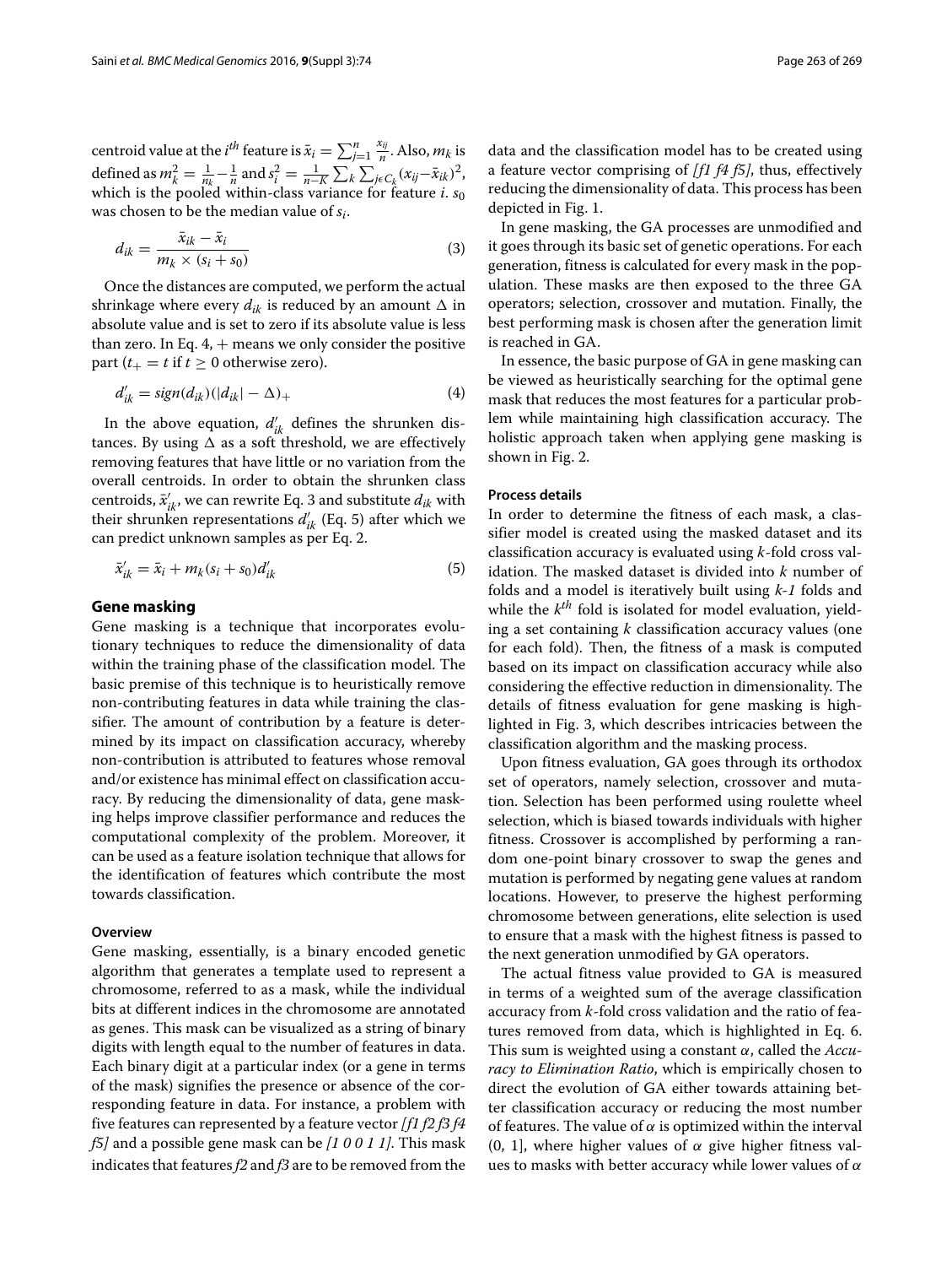centroid value at the $i^{th}$ feature is $\bar{x}_i = \sum_{j=1}^{n} \frac{x_{ij}}{n}$. Also, $m_k$ is defined as $m_k^2 = \frac{1}{n_k} - \frac{1}{n}$ and $s_i^2 = \frac{1}{n-K} \sum_k \sum_{j \epsilon C_k} (x_{ij} - \bar{x}_{ik})^2$, which is the pooled within-class variance for feature $i$. $s_0$ was chosen to be the median value of $s_i$.

$$d_{ik} = \frac{\bar{x}_{ik} - \bar{x}_i}{m_k \times (s_i + s_0)} \tag{3}$$

Once the distances are computed, we perform the actual shrinkage where every $d_{ik}$ is reduced by an amount $\Delta$ in absolute value and is set to zero if its absolute value is less than zero. In Eq. 4, + means we only consider the positive part ($t_+ = t$ if $t \geq 0$ otherwise zero).

$$d'_{ik} = sign(d_{ik})(|d_{ik}| - \Delta)_+ \tag{4}$$

In the above equation, $d'_{ik}$ defines the shrunken distances. By using $\Delta$ as a soft threshold, we are effectively removing features that have little or no variation from the overall centroids. In order to obtain the shrunken class centroids, $\bar{x}'_{ik}$, we can rewrite Eq. 3 and substitute $d_{ik}$ with their shrunken representations $d'_{ik}$ (Eq. 5) after which we can predict unknown samples as per Eq. 2.

$$\bar{x}'_{ik} = \bar{x}_i + m_k(s_i + s_0)d'_{ik} \tag{5}$$

## Gene masking

Gene masking is a technique that incorporates evolutionary techniques to reduce the dimensionality of data within the training phase of the classification model. The basic premise of this technique is to heuristically remove non-contributing features in data while training the classifier. The amount of contribution by a feature is determined by its impact on classification accuracy, whereby non-contribution is attributed to features whose removal and/or existence has minimal effect on classification accuracy. By reducing the dimensionality of data, gene masking helps improve classifier performance and reduces the computational complexity of the problem. Moreover, it can be used as a feature isolation technique that allows for the identification of features which contribute the most towards classification.

### Overview

Gene masking, essentially, is a binary encoded genetic algorithm that generates a template used to represent a chromosome, referred to as a mask, while the individual bits at different indices in the chromosome are annotated as genes. This mask can be visualized as a string of binary digits with length equal to the number of features in data. Each binary digit at a particular index (or a gene in terms of the mask) signifies the presence or absence of the corresponding feature in data. For instance, a problem with five features can represented by a feature vector *[f1 f2 f3 f4 f5]* and a possible gene mask can be *[1 0 0 1 1]*. This mask indicates that features *f2* and *f3* are to be removed from the data and the classification model has to be created using a feature vector comprising of *[f1 f4 f5]*, thus, effectively reducing the dimensionality of data. This process has been depicted in Fig. 1.

In gene masking, the GA processes are unmodified and it goes through its basic set of genetic operations. For each generation, fitness is calculated for every mask in the population. These masks are then exposed to the three GA operators; selection, crossover and mutation. Finally, the best performing mask is chosen after the generation limit is reached in GA.

In essence, the basic purpose of GA in gene masking can be viewed as heuristically searching for the optimal gene mask that reduces the most features for a particular problem while maintaining high classification accuracy. The holistic approach taken when applying gene masking is shown in Fig. 2.

### Process details

In order to determine the fitness of each mask, a classifier model is created using the masked dataset and its classification accuracy is evaluated using $k$-fold cross validation. The masked dataset is divided into $k$ number of folds and a model is iteratively built using $k$-$1$ folds and while the $k^{th}$ fold is isolated for model evaluation, yielding a set containing $k$ classification accuracy values (one for each fold). Then, the fitness of a mask is computed based on its impact on classification accuracy while also considering the effective reduction in dimensionality. The details of fitness evaluation for gene masking is highlighted in Fig. 3, which describes intricacies between the classification algorithm and the masking process.

Upon fitness evaluation, GA goes through its orthodox set of operators, namely selection, crossover and mutation. Selection has been performed using roulette wheel selection, which is biased towards individuals with higher fitness. Crossover is accomplished by performing a random one-point binary crossover to swap the genes and mutation is performed by negating gene values at random locations. However, to preserve the highest performing chromosome between generations, elite selection is used to ensure that a mask with the highest fitness is passed to the next generation unmodified by GA operators.

The actual fitness value provided to GA is measured in terms of a weighted sum of the average classification accuracy from $k$-fold cross validation and the ratio of features removed from data, which is highlighted in Eq. 6. This sum is weighted using a constant $\alpha$, called the *Accuracy to Elimination Ratio*, which is empirically chosen to direct the evolution of GA either towards attaining better classification accuracy or reducing the most number of features. The value of $\alpha$ is optimized within the interval (0, 1], where higher values of $\alpha$ give higher fitness values to masks with better accuracy while lower values of $\alpha$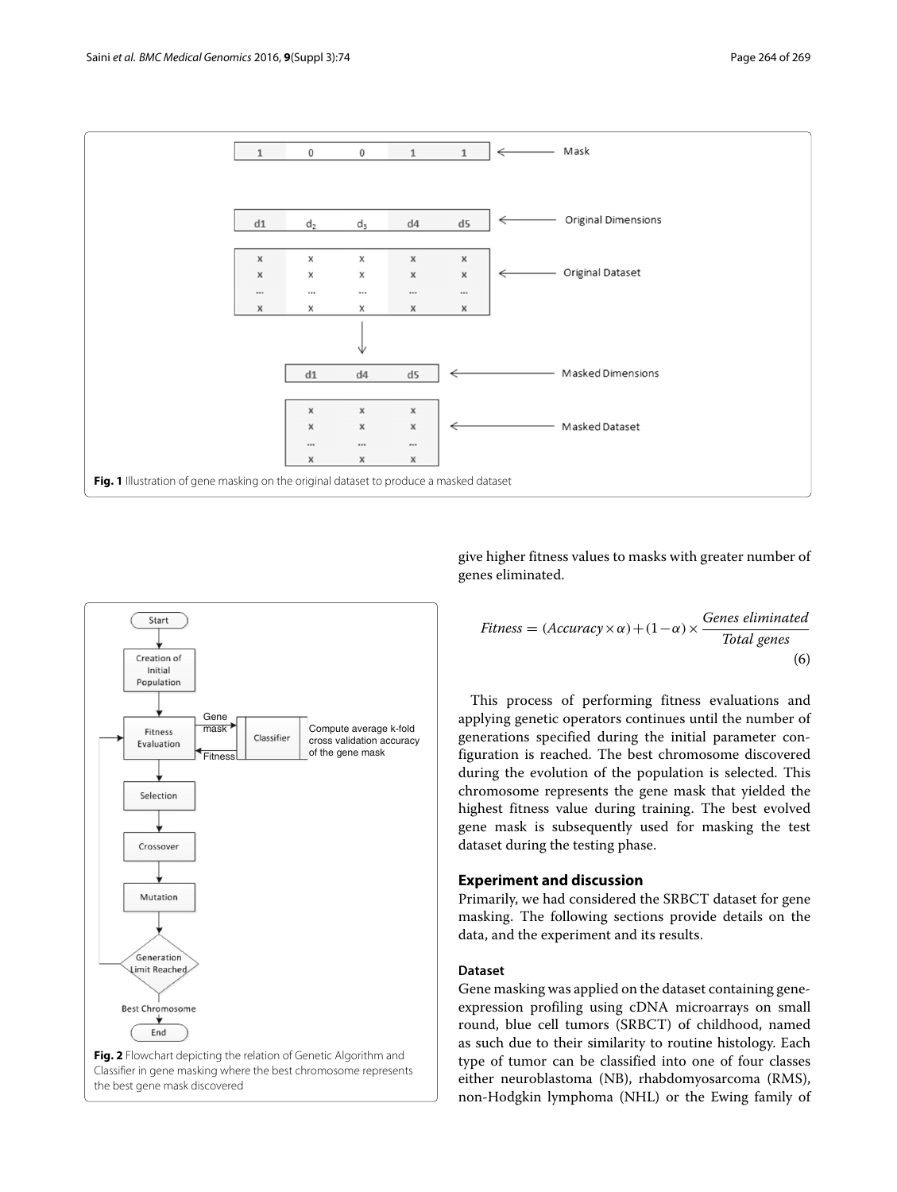**Fig. 1** Illustration of gene masking on the original dataset to produce a masked dataset

**Fig. 2** Flowchart depicting the relation of Genetic Algorithm and Classifier in gene masking where the best chromosome represents the best gene mask discovered

give higher fitness values to masks with greater number of genes eliminated.

$$Fitness = (Accuracy \times \alpha) + (1 - \alpha) \times \frac{Genes\ eliminated}{Total\ genes} \tag{6}$$

This process of performing fitness evaluations and applying genetic operators continues until the number of generations specified during the initial parameter configuration is reached. The best chromosome discovered during the evolution of the population is selected. This chromosome represents the gene mask that yielded the highest fitness value during training. The best evolved gene mask is subsequently used for masking the test dataset during the testing phase.

## Experiment and discussion

Primarily, we had considered the SRBCT dataset for gene masking. The following sections provide details on the data, and the experiment and its results.

### Dataset

Gene masking was applied on the dataset containing gene-expression profiling using cDNA microarrays on small round, blue cell tumors (SRBCT) of childhood, named as such due to their similarity to routine histology. Each type of tumor can be classified into one of four classes either neuroblastoma (NB), rhabdomyosarcoma (RMS), non-Hodgkin lymphoma (NHL) or the Ewing family of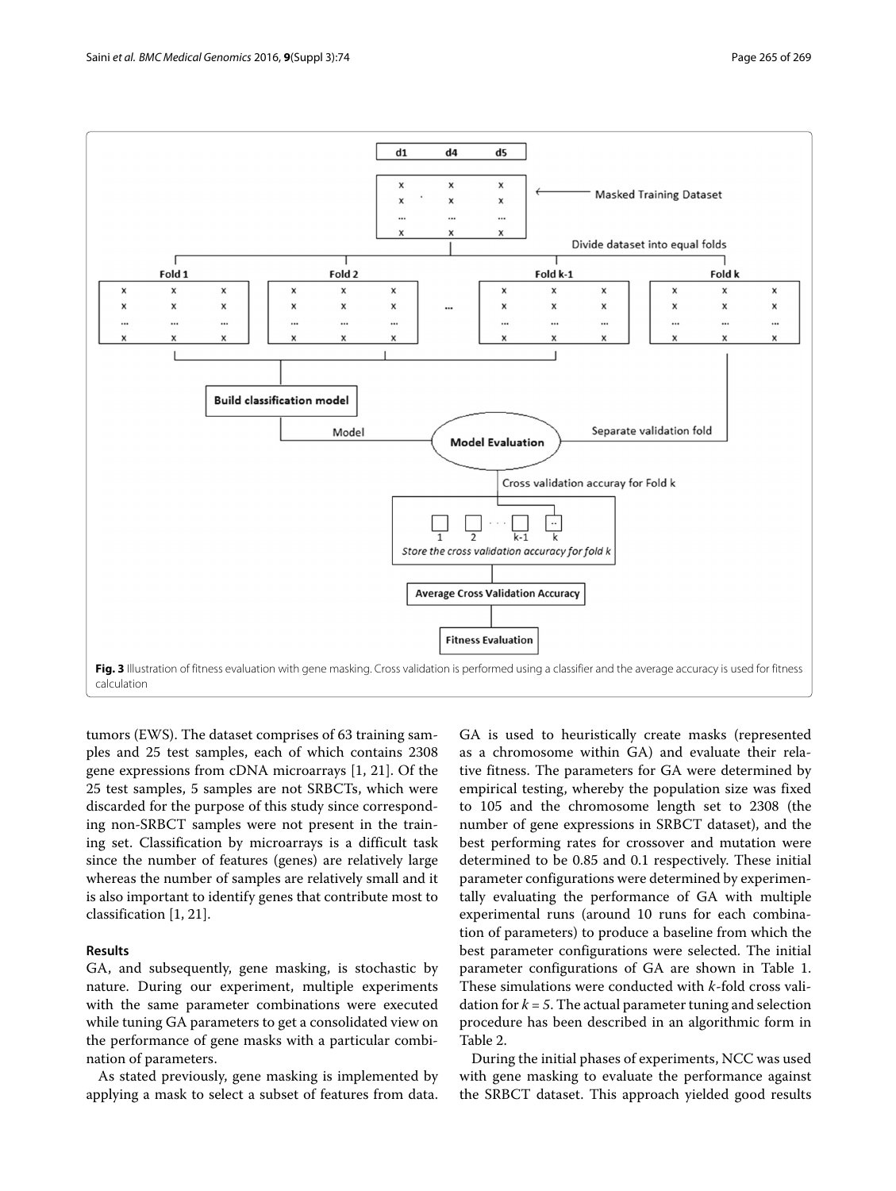**Fig. 3** Illustration of fitness evaluation with gene masking. Cross validation is performed using a classifier and the average accuracy is used for fitness calculation

tumors (EWS). The dataset comprises of 63 training samples and 25 test samples, each of which contains 2308 gene expressions from cDNA microarrays [1, 21]. Of the 25 test samples, 5 samples are not SRBCTs, which were discarded for the purpose of this study since corresponding non-SRBCT samples were not present in the training set. Classification by microarrays is a difficult task since the number of features (genes) are relatively large whereas the number of samples are relatively small and it is also important to identify genes that contribute most to classification [1, 21].

## Results

GA, and subsequently, gene masking, is stochastic by nature. During our experiment, multiple experiments with the same parameter combinations were executed while tuning GA parameters to get a consolidated view on the performance of gene masks with a particular combination of parameters.

As stated previously, gene masking is implemented by applying a mask to select a subset of features from data. GA is used to heuristically create masks (represented as a chromosome within GA) and evaluate their relative fitness. The parameters for GA were determined by empirical testing, whereby the population size was fixed to 105 and the chromosome length set to 2308 (the number of gene expressions in SRBCT dataset), and the best performing rates for crossover and mutation were determined to be 0.85 and 0.1 respectively. These initial parameter configurations were determined by experimentally evaluating the performance of GA with multiple experimental runs (around 10 runs for each combination of parameters) to produce a baseline from which the best parameter configurations were selected. The initial parameter configurations of GA are shown in Table 1. These simulations were conducted with $k$-fold cross validation for $k = 5$. The actual parameter tuning and selection procedure has been described in an algorithmic form in Table 2.

During the initial phases of experiments, NCC was used with gene masking to evaluate the performance against the SRBCT dataset. This approach yielded good results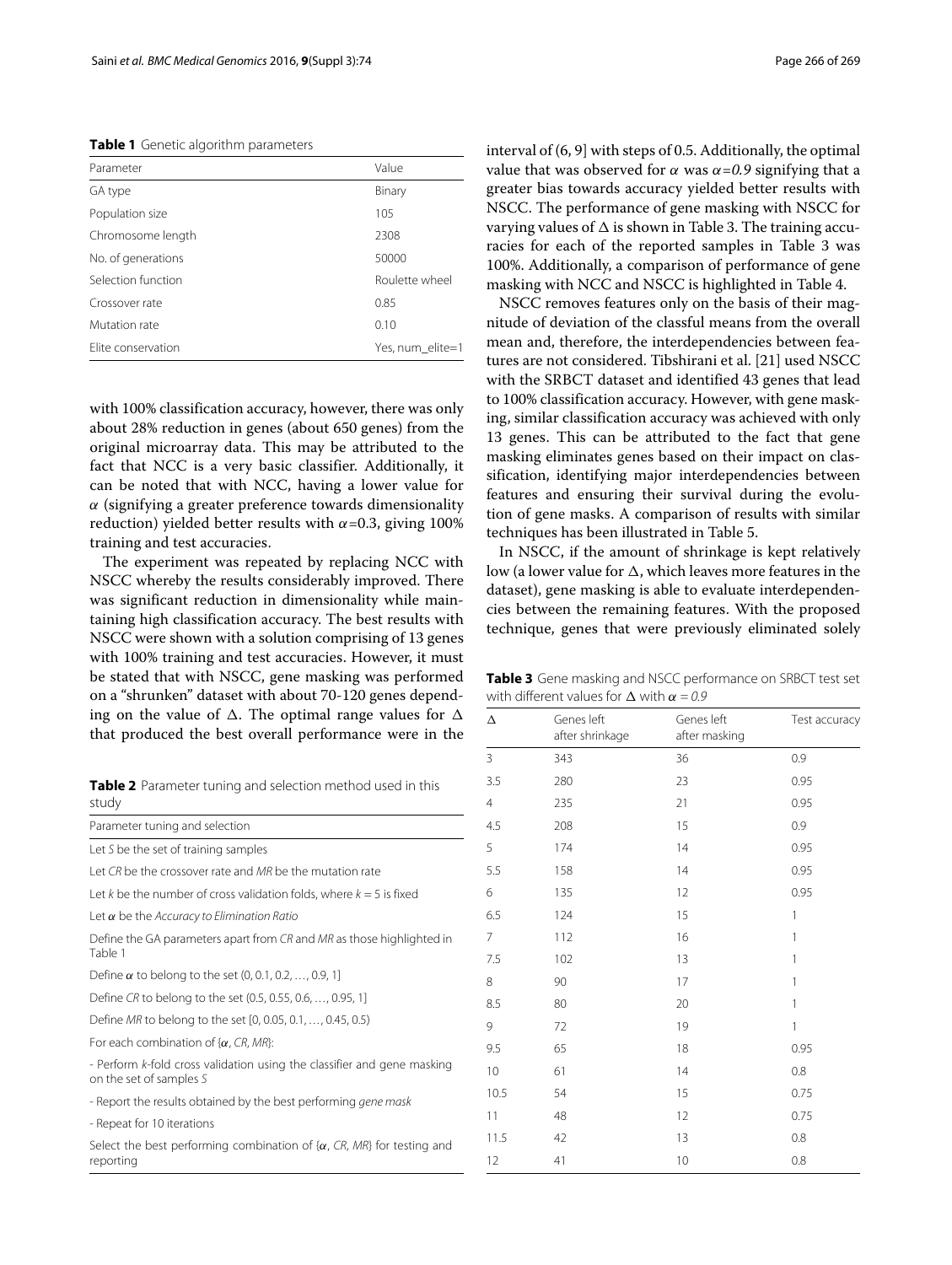**Table 1** Genetic algorithm parameters

| Parameter | Value |
|---|---|
| GA type | Binary |
| Population size | 105 |
| Chromosome length | 2308 |
| No. of generations | 50000 |
| Selection function | Roulette wheel |
| Crossover rate | 0.85 |
| Mutation rate | 0.10 |
| Elite conservation | Yes, num_elite=1 |

with 100% classification accuracy, however, there was only about 28% reduction in genes (about 650 genes) from the original microarray data. This may be attributed to the fact that NCC is a very basic classifier. Additionally, it can be noted that with NCC, having a lower value for $\alpha$ (signifying a greater preference towards dimensionality reduction) yielded better results with $\alpha$=0.3, giving 100% training and test accuracies.

The experiment was repeated by replacing NCC with NSCC whereby the results considerably improved. There was significant reduction in dimensionality while maintaining high classification accuracy. The best results with NSCC were shown with a solution comprising of 13 genes with 100% training and test accuracies. However, it must be stated that with NSCC, gene masking was performed on a "shrunken" dataset with about 70-120 genes depending on the value of $\Delta$. The optimal range values for $\Delta$ that produced the best overall performance were in the interval of (6, 9] with steps of 0.5. Additionally, the optimal value that was observed for $\alpha$ was $\alpha$=*0.9* signifying that a greater bias towards accuracy yielded better results with NSCC. The performance of gene masking with NSCC for varying values of $\Delta$ is shown in Table 3. The training accuracies for each of the reported samples in Table 3 was 100%. Additionally, a comparison of performance of gene masking with NCC and NSCC is highlighted in Table 4.

**Table 2** Parameter tuning and selection method used in this study

| Parameter tuning and selection |
|---|
| Let *S* be the set of training samples |
| Let *CR* be the crossover rate and *MR* be the mutation rate |
| Let *k* be the number of cross validation folds, where *k* = 5 is fixed |
| Let $\alpha$ be the *Accuracy to Elimination Ratio* |
| Define the GA parameters apart from *CR* and *MR* as those highlighted in Table 1 |
| Define $\alpha$ to belong to the set (0, 0.1, 0.2, …, 0.9, 1] |
| Define *CR* to belong to the set (0.5, 0.55, 0.6, …, 0.95, 1] |
| Define *MR* to belong to the set [0, 0.05, 0.1, …, 0.45, 0.5) |
| For each combination of {$\alpha$, *CR*, *MR*}: |
| - Perform *k*-fold cross validation using the classifier and gene masking on the set of samples *S* |
| - Report the results obtained by the best performing *gene mask* |
| - Repeat for 10 iterations |
| Select the best performing combination of {$\alpha$, *CR*, *MR*} for testing and reporting |

NSCC removes features only on the basis of their magnitude of deviation of the classful means from the overall mean and, therefore, the interdependencies between features are not considered. Tibshirani et al. [21] used NSCC with the SRBCT dataset and identified 43 genes that lead to 100% classification accuracy. However, with gene masking, similar classification accuracy was achieved with only 13 genes. This can be attributed to the fact that gene masking eliminates genes based on their impact on classification, identifying major interdependencies between features and ensuring their survival during the evolution of gene masks. A comparison of results with similar techniques has been illustrated in Table 5.

In NSCC, if the amount of shrinkage is kept relatively low (a lower value for $\Delta$, which leaves more features in the dataset), gene masking is able to evaluate interdependencies between the remaining features. With the proposed technique, genes that were previously eliminated solely

**Table 3** Gene masking and NSCC performance on SRBCT test set with different values for $\Delta$ with $\alpha = 0.9$

| $\Delta$ | Genes left after shrinkage | Genes left after masking | Test accuracy |
|---|---|---|---|
| 3 | 343 | 36 | 0.9 |
| 3.5 | 280 | 23 | 0.95 |
| 4 | 235 | 21 | 0.95 |
| 4.5 | 208 | 15 | 0.9 |
| 5 | 174 | 14 | 0.95 |
| 5.5 | 158 | 14 | 0.95 |
| 6 | 135 | 12 | 0.95 |
| 6.5 | 124 | 15 | 1 |
| 7 | 112 | 16 | 1 |
| 7.5 | 102 | 13 | 1 |
| 8 | 90 | 17 | 1 |
| 8.5 | 80 | 20 | 1 |
| 9 | 72 | 19 | 1 |
| 9.5 | 65 | 18 | 0.95 |
| 10 | 61 | 14 | 0.8 |
| 10.5 | 54 | 15 | 0.75 |
| 11 | 48 | 12 | 0.75 |
| 11.5 | 42 | 13 | 0.8 |
| 12 | 41 | 10 | 0.8 |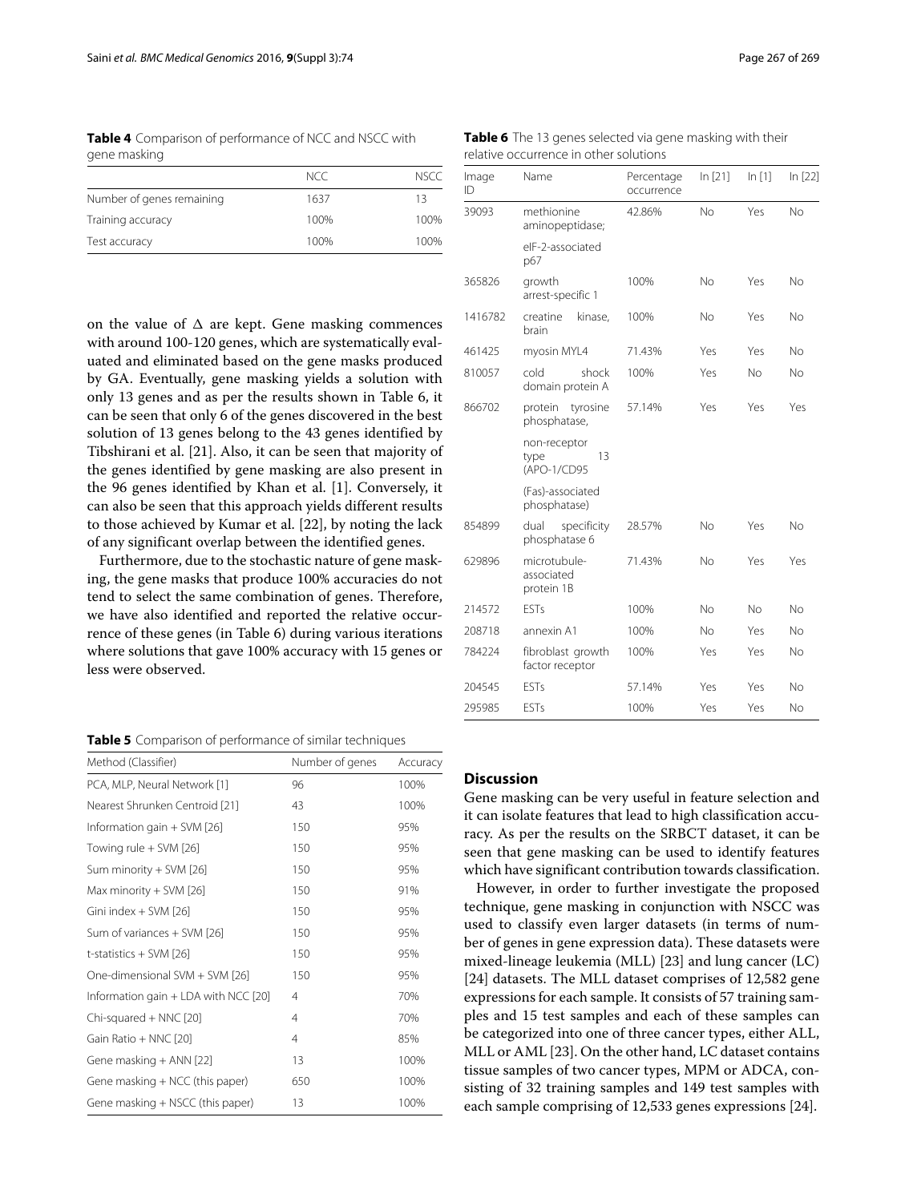**Table 4** Comparison of performance of NCC and NSCC with gene masking

| | NCC | NSCC |
|---|---|---|
| Number of genes remaining | 1637 | 13 |
| Training accuracy | 100% | 100% |
| Test accuracy | 100% | 100% |

on the value of Δ are kept. Gene masking commences with around 100-120 genes, which are systematically evaluated and eliminated based on the gene masks produced by GA. Eventually, gene masking yields a solution with only 13 genes and as per the results shown in Table 6, it can be seen that only 6 of the genes discovered in the best solution of 13 genes belong to the 43 genes identified by Tibshirani et al. [21]. Also, it can be seen that majority of the genes identified by gene masking are also present in the 96 genes identified by Khan et al. [1]. Conversely, it can also be seen that this approach yields different results to those achieved by Kumar et al. [22], by noting the lack of any significant overlap between the identified genes.

Furthermore, due to the stochastic nature of gene masking, the gene masks that produce 100% accuracies do not tend to select the same combination of genes. Therefore, we have also identified and reported the relative occurrence of these genes (in Table 6) during various iterations where solutions that gave 100% accuracy with 15 genes or less were observed.

**Table 5** Comparison of performance of similar techniques

| Method (Classifier) | Number of genes | Accuracy |
|---|---|---|
| PCA, MLP, Neural Network [1] | 96 | 100% |
| Nearest Shrunken Centroid [21] | 43 | 100% |
| Information gain + SVM [26] | 150 | 95% |
| Towing rule + SVM [26] | 150 | 95% |
| Sum minority + SVM [26] | 150 | 95% |
| Max minority + SVM [26] | 150 | 91% |
| Gini index + SVM [26] | 150 | 95% |
| Sum of variances + SVM [26] | 150 | 95% |
| t-statistics + SVM [26] | 150 | 95% |
| One-dimensional SVM + SVM [26] | 150 | 95% |
| Information gain + LDA with NCC [20] | 4 | 70% |
| Chi-squared + NNC [20] | 4 | 70% |
| Gain Ratio + NNC [20] | 4 | 85% |
| Gene masking + ANN [22] | 13 | 100% |
| Gene masking + NCC (this paper) | 650 | 100% |
| Gene masking + NSCC (this paper) | 13 | 100% |

**Table 6** The 13 genes selected via gene masking with their relative occurrence in other solutions

| Image ID | Name | Percentage occurrence | In [21] | In [1] | In [22] |
|---|---|---|---|---|---|
| 39093 | methionine aminopeptidase; eIF-2-associated p67 | 42.86% | No | Yes | No |
| 365826 | growth arrest-specific 1 | 100% | No | Yes | No |
| 1416782 | creatine kinase, brain | 100% | No | Yes | No |
| 461425 | myosin MYL4 | 71.43% | Yes | Yes | No |
| 810057 | cold shock domain protein A | 100% | Yes | No | No |
| 866702 | protein tyrosine phosphatase, non-receptor type 13 (APO-1/CD95 (Fas)-associated phosphatase) | 57.14% | Yes | Yes | Yes |
| 854899 | dual specificity phosphatase 6 | 28.57% | No | Yes | No |
| 629896 | microtubule-associated protein 1B | 71.43% | No | Yes | Yes |
| 214572 | ESTs | 100% | No | No | No |
| 208718 | annexin A1 | 100% | No | Yes | No |
| 784224 | fibroblast growth factor receptor | 100% | Yes | Yes | No |
| 204545 | ESTs | 57.14% | Yes | Yes | No |
| 295985 | ESTs | 100% | Yes | Yes | No |

## Discussion

Gene masking can be very useful in feature selection and it can isolate features that lead to high classification accuracy. As per the results on the SRBCT dataset, it can be seen that gene masking can be used to identify features which have significant contribution towards classification.

However, in order to further investigate the proposed technique, gene masking in conjunction with NSCC was used to classify even larger datasets (in terms of number of genes in gene expression data). These datasets were mixed-lineage leukemia (MLL) [23] and lung cancer (LC) [24] datasets. The MLL dataset comprises of 12,582 gene expressions for each sample. It consists of 57 training samples and 15 test samples and each of these samples can be categorized into one of three cancer types, either ALL, MLL or AML [23]. On the other hand, LC dataset contains tissue samples of two cancer types, MPM or ADCA, consisting of 32 training samples and 149 test samples with each sample comprising of 12,533 genes expressions [24].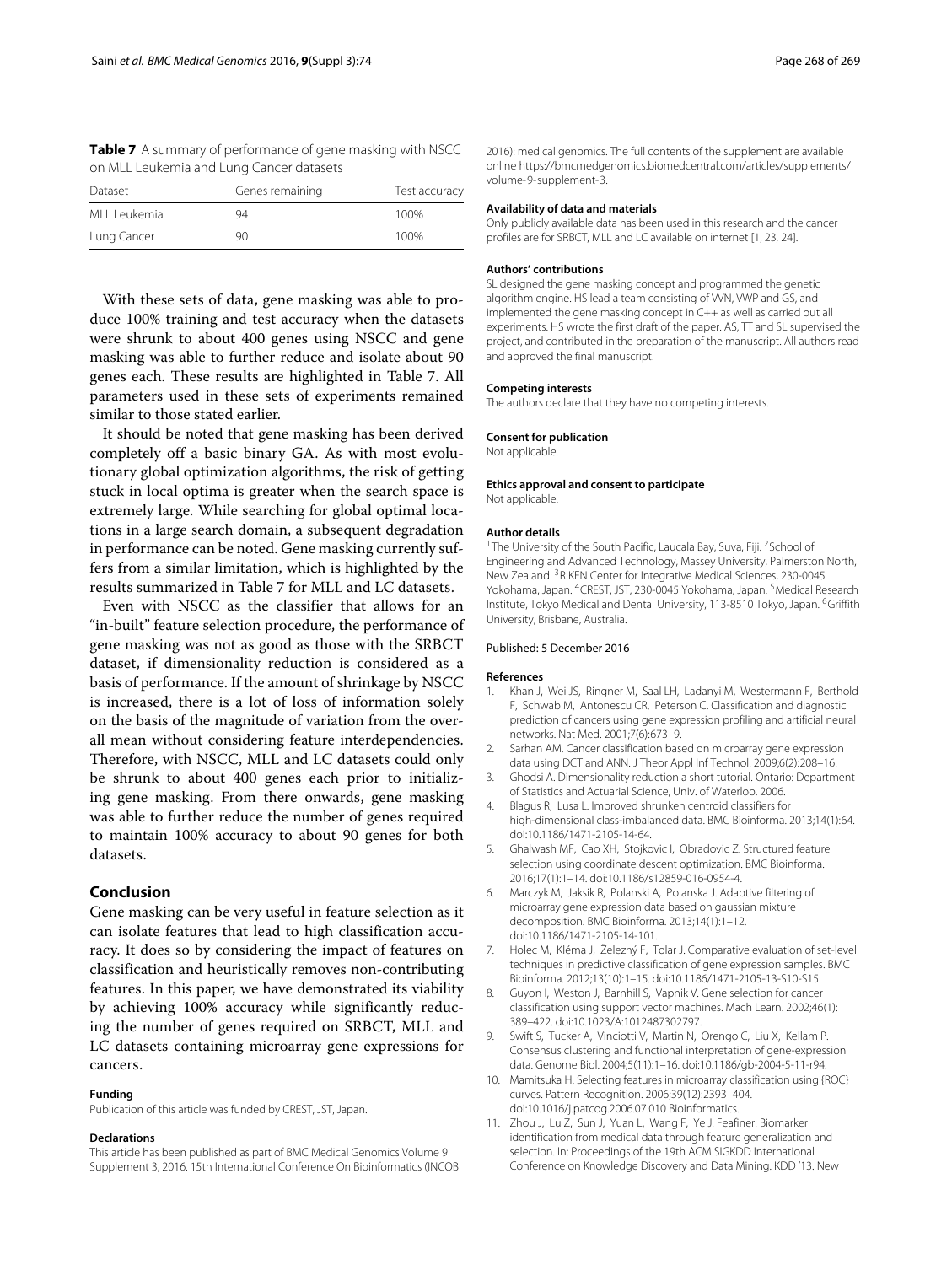**Table 7** A summary of performance of gene masking with NSCC on MLL Leukemia and Lung Cancer datasets

| Dataset | Genes remaining | Test accuracy |
|---|---|---|
| MLL Leukemia | 94 | 100% |
| Lung Cancer | 90 | 100% |

With these sets of data, gene masking was able to produce 100% training and test accuracy when the datasets were shrunk to about 400 genes using NSCC and gene masking was able to further reduce and isolate about 90 genes each. These results are highlighted in Table 7. All parameters used in these sets of experiments remained similar to those stated earlier.

It should be noted that gene masking has been derived completely off a basic binary GA. As with most evolutionary global optimization algorithms, the risk of getting stuck in local optima is greater when the search space is extremely large. While searching for global optimal locations in a large search domain, a subsequent degradation in performance can be noted. Gene masking currently suffers from a similar limitation, which is highlighted by the results summarized in Table 7 for MLL and LC datasets.

Even with NSCC as the classifier that allows for an "in-built" feature selection procedure, the performance of gene masking was not as good as those with the SRBCT dataset, if dimensionality reduction is considered as a basis of performance. If the amount of shrinkage by NSCC is increased, there is a lot of loss of information solely on the basis of the magnitude of variation from the overall mean without considering feature interdependencies. Therefore, with NSCC, MLL and LC datasets could only be shrunk to about 400 genes each prior to initializing gene masking. From there onwards, gene masking was able to further reduce the number of genes required to maintain 100% accuracy to about 90 genes for both datasets.

## Conclusion

Gene masking can be very useful in feature selection as it can isolate features that lead to high classification accuracy. It does so by considering the impact of features on classification and heuristically removes non-contributing features. In this paper, we have demonstrated its viability by achieving 100% accuracy while significantly reducing the number of genes required on SRBCT, MLL and LC datasets containing microarray gene expressions for cancers.

#### Funding

Publication of this article was funded by CREST, JST, Japan.

#### Declarations

This article has been published as part of BMC Medical Genomics Volume 9 Supplement 3, 2016. 15th International Conference On Bioinformatics (INCOB 2016): medical genomics. The full contents of the supplement are available online https://bmcmedgenomics.biomedcentral.com/articles/supplements/volume-9-supplement-3.

#### Availability of data and materials

Only publicly available data has been used in this research and the cancer profiles are for SRBCT, MLL and LC available on internet [1, 23, 24].

#### Authors' contributions

SL designed the gene masking concept and programmed the genetic algorithm engine. HS lead a team consisting of VVN, VWP and GS, and implemented the gene masking concept in C++ as well as carried out all experiments. HS wrote the first draft of the paper. AS, TT and SL supervised the project, and contributed in the preparation of the manuscript. All authors read and approved the final manuscript.

#### Competing interests

The authors declare that they have no competing interests.

#### Consent for publication

Not applicable.

#### Ethics approval and consent to participate

Not applicable.

#### Author details

[1]The University of the South Pacific, Laucala Bay, Suva, Fiji. [2]School of Engineering and Advanced Technology, Massey University, Palmerston North, New Zealand. [3]RIKEN Center for Integrative Medical Sciences, 230-0045 Yokohama, Japan. [4]CREST, JST, 230-0045 Yokohama, Japan. [5]Medical Research Institute, Tokyo Medical and Dental University, 113-8510 Tokyo, Japan. [6]Griffith University, Brisbane, Australia.

Published: 5 December 2016

#### References

1. Khan J, Wei JS, Ringner M, Saal LH, Ladanyi M, Westermann F, Berthold F, Schwab M, Antonescu CR, Peterson C. Classification and diagnostic prediction of cancers using gene expression profiling and artificial neural networks. Nat Med. 2001;7(6):673–9.
2. Sarhan AM. Cancer classification based on microarray gene expression data using DCT and ANN. J Theor Appl Inf Technol. 2009;6(2):208–16.
3. Ghodsi A. Dimensionality reduction a short tutorial. Ontario: Department of Statistics and Actuarial Science, Univ. of Waterloo. 2006.
4. Blagus R, Lusa L. Improved shrunken centroid classifiers for high-dimensional class-imbalanced data. BMC Bioinforma. 2013;14(1):64. doi:10.1186/1471-2105-14-64.
5. Ghalwash MF, Cao XH, Stojkovic I, Obradovic Z. Structured feature selection using coordinate descent optimization. BMC Bioinforma. 2016;17(1):1–14. doi:10.1186/s12859-016-0954-4.
6. Marczyk M, Jaksik R, Polanski A, Polanska J. Adaptive filtering of microarray gene expression data based on gaussian mixture decomposition. BMC Bioinforma. 2013;14(1):1–12. doi:10.1186/1471-2105-14-101.
7. Holec M, Kléma J, Železný F, Tolar J. Comparative evaluation of set-level techniques in predictive classification of gene expression samples. BMC Bioinforma. 2012;13(10):1–15. doi:10.1186/1471-2105-13-S10-S15.
8. Guyon I, Weston J, Barnhill S, Vapnik V. Gene selection for cancer classification using support vector machines. Mach Learn. 2002;46(1): 389–422. doi:10.1023/A:1012487302797.
9. Swift S, Tucker A, Vinciotti V, Martin N, Orengo C, Liu X, Kellam P. Consensus clustering and functional interpretation of gene-expression data. Genome Biol. 2004;5(11):1–16. doi:10.1186/gb-2004-5-11-r94.
10. Mamitsuka H. Selecting features in microarray classification using {ROC} curves. Pattern Recognition. 2006;39(12):2393–404. doi:10.1016/j.patcog.2006.07.010 Bioinformatics.
11. Zhou J, Lu Z, Sun J, Yuan L, Wang F, Ye J. Feafiner: Biomarker identification from medical data through feature generalization and selection. In: Proceedings of the 19th ACM SIGKDD International Conference on Knowledge Discovery and Data Mining. KDD '13. New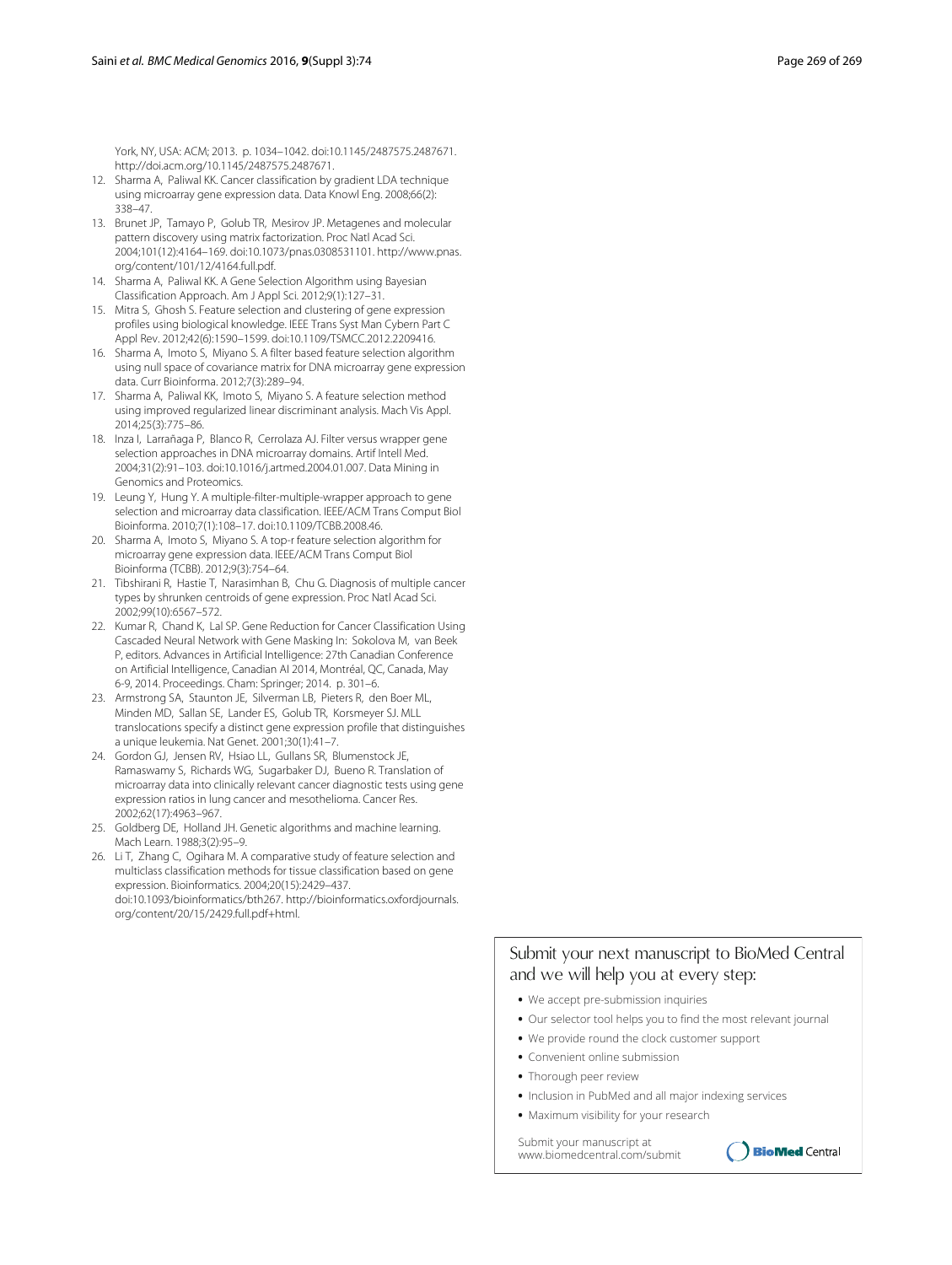York, NY, USA: ACM; 2013. p. 1034–1042. doi:10.1145/2487575.2487671. http://doi.acm.org/10.1145/2487575.2487671.

12. Sharma A, Paliwal KK. Cancer classification by gradient LDA technique using microarray gene expression data. Data Knowl Eng. 2008;66(2): 338–47.
13. Brunet JP, Tamayo P, Golub TR, Mesirov JP. Metagenes and molecular pattern discovery using matrix factorization. Proc Natl Acad Sci. 2004;101(12):4164–169. doi:10.1073/pnas.0308531101. http://www.pnas.org/content/101/12/4164.full.pdf.
14. Sharma A, Paliwal KK. A Gene Selection Algorithm using Bayesian Classification Approach. Am J Appl Sci. 2012;9(1):127–31.
15. Mitra S, Ghosh S. Feature selection and clustering of gene expression profiles using biological knowledge. IEEE Trans Syst Man Cybern Part C Appl Rev. 2012;42(6):1590–1599. doi:10.1109/TSMCC.2012.2209416.
16. Sharma A, Imoto S, Miyano S. A filter based feature selection algorithm using null space of covariance matrix for DNA microarray gene expression data. Curr Bioinforma. 2012;7(3):289–94.
17. Sharma A, Paliwal KK, Imoto S, Miyano S. A feature selection method using improved regularized linear discriminant analysis. Mach Vis Appl. 2014;25(3):775–86.
18. Inza I, Larrañaga P, Blanco R, Cerrolaza AJ. Filter versus wrapper gene selection approaches in DNA microarray domains. Artif Intell Med. 2004;31(2):91–103. doi:10.1016/j.artmed.2004.01.007. Data Mining in Genomics and Proteomics.
19. Leung Y, Hung Y. A multiple-filter-multiple-wrapper approach to gene selection and microarray data classification. IEEE/ACM Trans Comput Biol Bioinforma. 2010;7(1):108–17. doi:10.1109/TCBB.2008.46.
20. Sharma A, Imoto S, Miyano S. A top-r feature selection algorithm for microarray gene expression data. IEEE/ACM Trans Comput Biol Bioinforma (TCBB). 2012;9(3):754–64.
21. Tibshirani R, Hastie T, Narasimhan B, Chu G. Diagnosis of multiple cancer types by shrunken centroids of gene expression. Proc Natl Acad Sci. 2002;99(10):6567–572.
22. Kumar R, Chand K, Lal SP. Gene Reduction for Cancer Classification Using Cascaded Neural Network with Gene Masking In: Sokolova M, van Beek P, editors. Advances in Artificial Intelligence: 27th Canadian Conference on Artificial Intelligence, Canadian AI 2014, Montréal, QC, Canada, May 6-9, 2014. Proceedings. Cham: Springer; 2014. p. 301–6.
23. Armstrong SA, Staunton JE, Silverman LB, Pieters R, den Boer ML, Minden MD, Sallan SE, Lander ES, Golub TR, Korsmeyer SJ. MLL translocations specify a distinct gene expression profile that distinguishes a unique leukemia. Nat Genet. 2001;30(1):41–7.
24. Gordon GJ, Jensen RV, Hsiao LL, Gullans SR, Blumenstock JE, Ramaswamy S, Richards WG, Sugarbaker DJ, Bueno R. Translation of microarray data into clinically relevant cancer diagnostic tests using gene expression ratios in lung cancer and mesothelioma. Cancer Res. 2002;62(17):4963–967.
25. Goldberg DE, Holland JH. Genetic algorithms and machine learning. Mach Learn. 1988;3(2):95–9.
26. Li T, Zhang C, Ogihara M. A comparative study of feature selection and multiclass classification methods for tissue classification based on gene expression. Bioinformatics. 2004;20(15):2429–437. doi:10.1093/bioinformatics/bth267. http://bioinformatics.oxfordjournals.org/content/20/15/2429.full.pdf+html.

Submit your next manuscript to BioMed Central and we will help you at every step:

- We accept pre-submission inquiries
- Our selector tool helps you to find the most relevant journal
- We provide round the clock customer support
- Convenient online submission
- Thorough peer review
- Inclusion in PubMed and all major indexing services
- Maximum visibility for your research

Submit your manuscript at www.biomedcentral.com/submit

BioMed Central